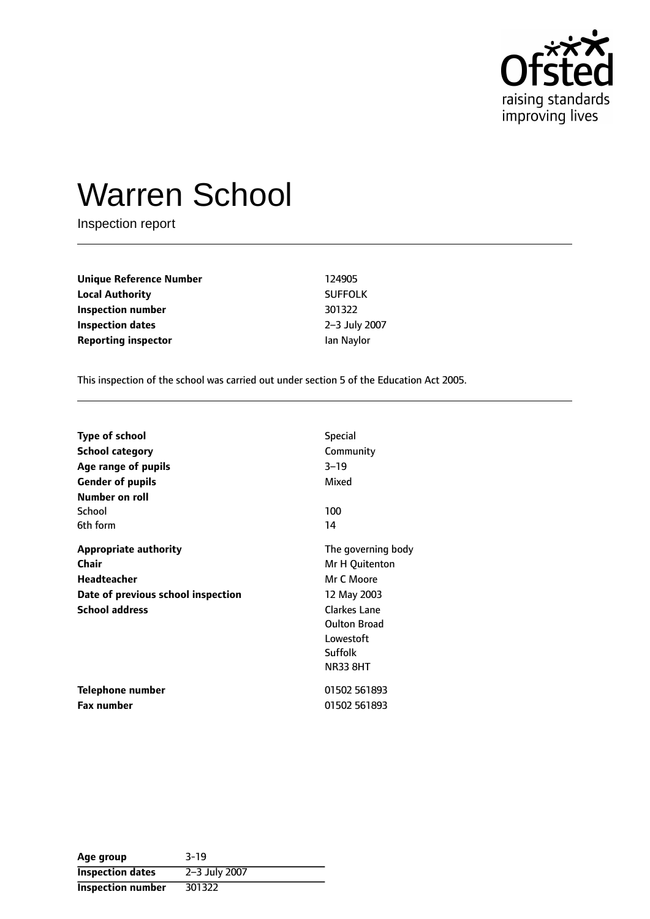# Warren School

Inspection report

| | |
|---|---|
| **Unique Reference Number** | 124905 |
| **Local Authority** | SUFFOLK |
| **Inspection number** | 301322 |
| **Inspection dates** | 2–3 July 2007 |
| **Reporting inspector** | Ian Naylor |

This inspection of the school was carried out under section 5 of the Education Act 2005.

| | |
|---|---|
| **Type of school** | Special |
| **School category** | Community |
| **Age range of pupils** | 3–19 |
| **Gender of pupils** | Mixed |
| **Number on roll** | |
| School | 100 |
| 6th form | 14 |
| **Appropriate authority** | The governing body |
| **Chair** | Mr H Quitenton |
| **Headteacher** | Mr C Moore |
| **Date of previous school inspection** | 12 May 2003 |
| **School address** | Clarkes Lane<br>Oulton Broad<br>Lowestoft<br>Suffolk<br>NR33 8HT |
| **Telephone number** | 01502 561893 |
| **Fax number** | 01502 561893 |

| | |
|---|---|
| **Age group** | 3-19 |
| **Inspection dates** | 2–3 July 2007 |
| **Inspection number** | 301322 |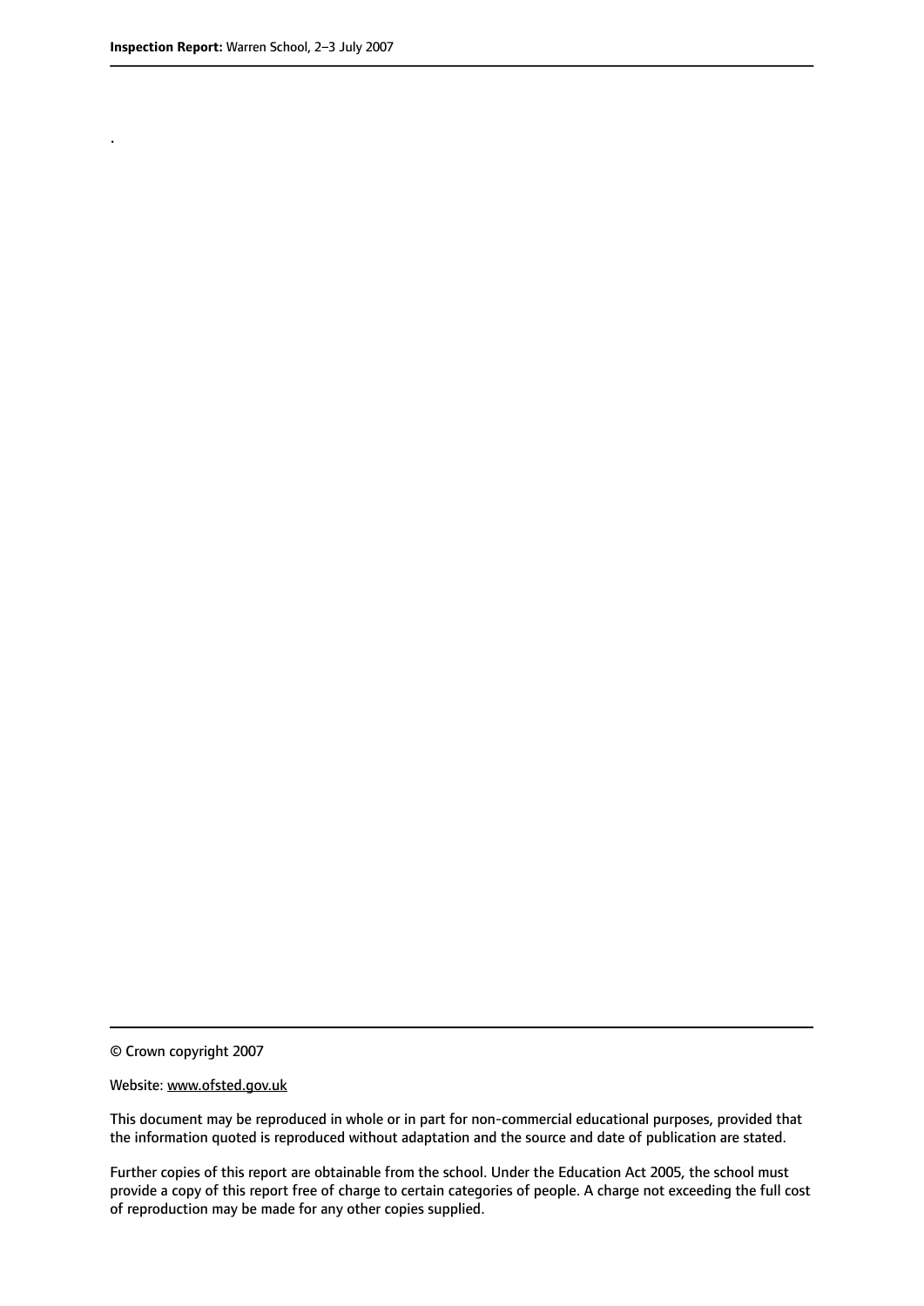.

© Crown copyright 2007

Website: www.ofsted.gov.uk

This document may be reproduced in whole or in part for non-commercial educational purposes, provided that the information quoted is reproduced without adaptation and the source and date of publication are stated.

Further copies of this report are obtainable from the school. Under the Education Act 2005, the school must provide a copy of this report free of charge to certain categories of people. A charge not exceeding the full cost of reproduction may be made for any other copies supplied.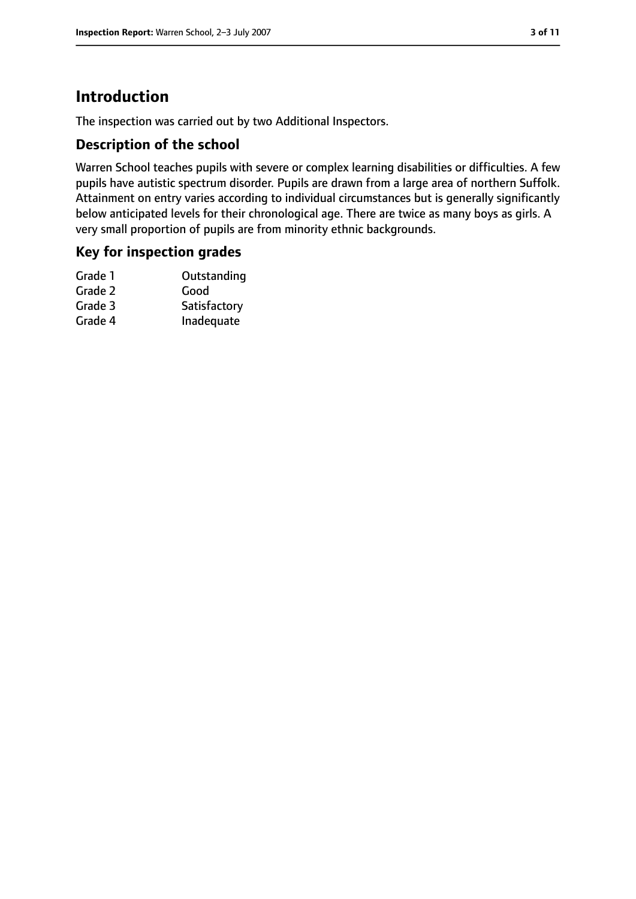# Introduction

The inspection was carried out by two Additional Inspectors.

## Description of the school

Warren School teaches pupils with severe or complex learning disabilities or difficulties. A few pupils have autistic spectrum disorder. Pupils are drawn from a large area of northern Suffolk. Attainment on entry varies according to individual circumstances but is generally significantly below anticipated levels for their chronological age. There are twice as many boys as girls. A very small proportion of pupils are from minority ethnic backgrounds.

## Key for inspection grades

| | |
|---|---|
| Grade 1 | Outstanding |
| Grade 2 | Good |
| Grade 3 | Satisfactory |
| Grade 4 | Inadequate |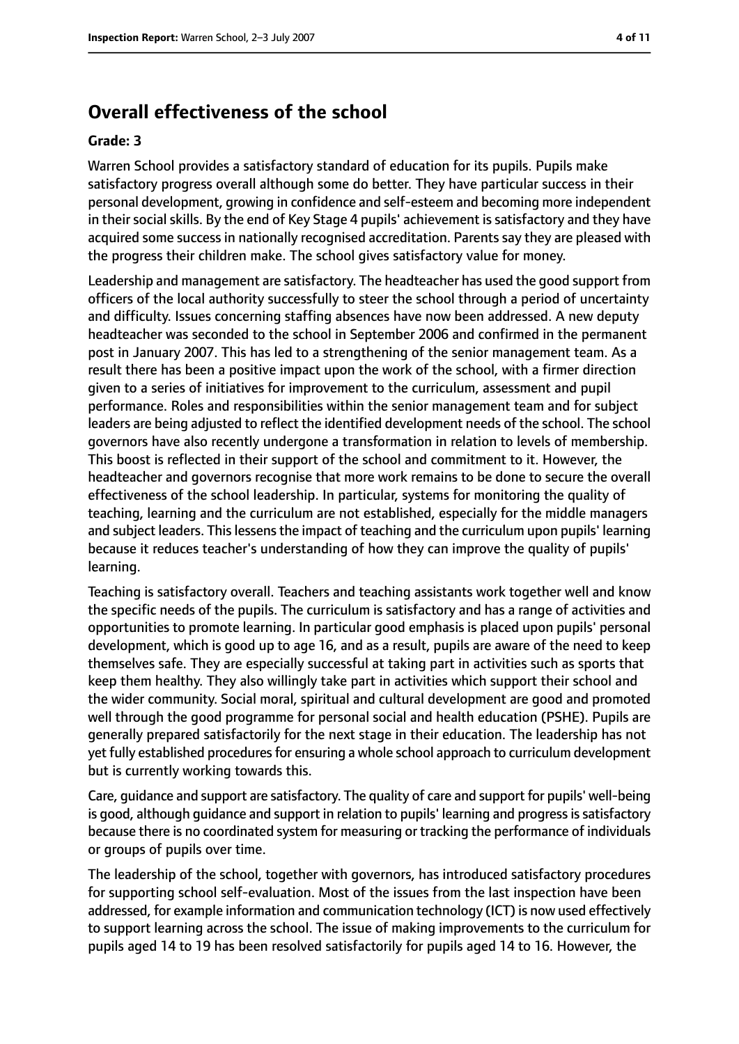## Overall effectiveness of the school

**Grade: 3**

Warren School provides a satisfactory standard of education for its pupils. Pupils make satisfactory progress overall although some do better. They have particular success in their personal development, growing in confidence and self-esteem and becoming more independent in their social skills. By the end of Key Stage 4 pupils' achievement is satisfactory and they have acquired some success in nationally recognised accreditation. Parents say they are pleased with the progress their children make. The school gives satisfactory value for money.

Leadership and management are satisfactory. The headteacher has used the good support from officers of the local authority successfully to steer the school through a period of uncertainty and difficulty. Issues concerning staffing absences have now been addressed. A new deputy headteacher was seconded to the school in September 2006 and confirmed in the permanent post in January 2007. This has led to a strengthening of the senior management team. As a result there has been a positive impact upon the work of the school, with a firmer direction given to a series of initiatives for improvement to the curriculum, assessment and pupil performance. Roles and responsibilities within the senior management team and for subject leaders are being adjusted to reflect the identified development needs of the school. The school governors have also recently undergone a transformation in relation to levels of membership. This boost is reflected in their support of the school and commitment to it. However, the headteacher and governors recognise that more work remains to be done to secure the overall effectiveness of the school leadership. In particular, systems for monitoring the quality of teaching, learning and the curriculum are not established, especially for the middle managers and subject leaders. This lessens the impact of teaching and the curriculum upon pupils' learning because it reduces teacher's understanding of how they can improve the quality of pupils' learning.

Teaching is satisfactory overall. Teachers and teaching assistants work together well and know the specific needs of the pupils. The curriculum is satisfactory and has a range of activities and opportunities to promote learning. In particular good emphasis is placed upon pupils' personal development, which is good up to age 16, and as a result, pupils are aware of the need to keep themselves safe. They are especially successful at taking part in activities such as sports that keep them healthy. They also willingly take part in activities which support their school and the wider community. Social moral, spiritual and cultural development are good and promoted well through the good programme for personal social and health education (PSHE). Pupils are generally prepared satisfactorily for the next stage in their education. The leadership has not yet fully established procedures for ensuring a whole school approach to curriculum development but is currently working towards this.

Care, guidance and support are satisfactory. The quality of care and support for pupils' well-being is good, although guidance and support in relation to pupils' learning and progress is satisfactory because there is no coordinated system for measuring or tracking the performance of individuals or groups of pupils over time.

The leadership of the school, together with governors, has introduced satisfactory procedures for supporting school self-evaluation. Most of the issues from the last inspection have been addressed, for example information and communication technology (ICT) is now used effectively to support learning across the school. The issue of making improvements to the curriculum for pupils aged 14 to 19 has been resolved satisfactorily for pupils aged 14 to 16. However, the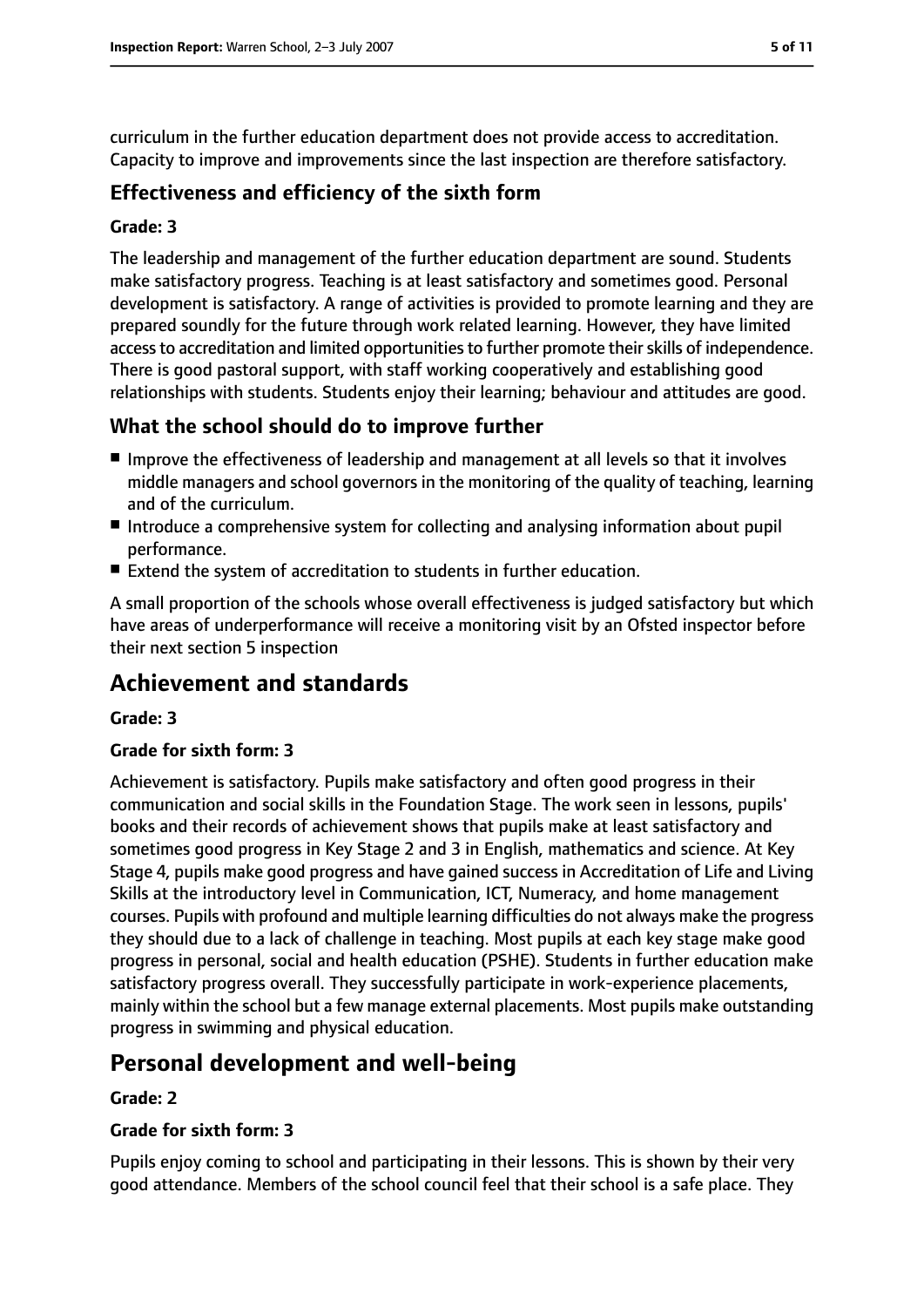curriculum in the further education department does not provide access to accreditation. Capacity to improve and improvements since the last inspection are therefore satisfactory.

### Effectiveness and efficiency of the sixth form

#### Grade: 3

The leadership and management of the further education department are sound. Students make satisfactory progress. Teaching is at least satisfactory and sometimes good. Personal development is satisfactory. A range of activities is provided to promote learning and they are prepared soundly for the future through work related learning. However, they have limited access to accreditation and limited opportunities to further promote their skills of independence. There is good pastoral support, with staff working cooperatively and establishing good relationships with students. Students enjoy their learning; behaviour and attitudes are good.

### What the school should do to improve further

- Improve the effectiveness of leadership and management at all levels so that it involves middle managers and school governors in the monitoring of the quality of teaching, learning and of the curriculum.
- Introduce a comprehensive system for collecting and analysing information about pupil performance.
- Extend the system of accreditation to students in further education.

A small proportion of the schools whose overall effectiveness is judged satisfactory but which have areas of underperformance will receive a monitoring visit by an Ofsted inspector before their next section 5 inspection

## Achievement and standards

#### Grade: 3

#### Grade for sixth form: 3

Achievement is satisfactory. Pupils make satisfactory and often good progress in their communication and social skills in the Foundation Stage. The work seen in lessons, pupils' books and their records of achievement shows that pupils make at least satisfactory and sometimes good progress in Key Stage 2 and 3 in English, mathematics and science. At Key Stage 4, pupils make good progress and have gained success in Accreditation of Life and Living Skills at the introductory level in Communication, ICT, Numeracy, and home management courses. Pupils with profound and multiple learning difficulties do not always make the progress they should due to a lack of challenge in teaching. Most pupils at each key stage make good progress in personal, social and health education (PSHE). Students in further education make satisfactory progress overall. They successfully participate in work-experience placements, mainly within the school but a few manage external placements. Most pupils make outstanding progress in swimming and physical education.

## Personal development and well-being

#### Grade: 2

#### Grade for sixth form: 3

Pupils enjoy coming to school and participating in their lessons. This is shown by their very good attendance. Members of the school council feel that their school is a safe place. They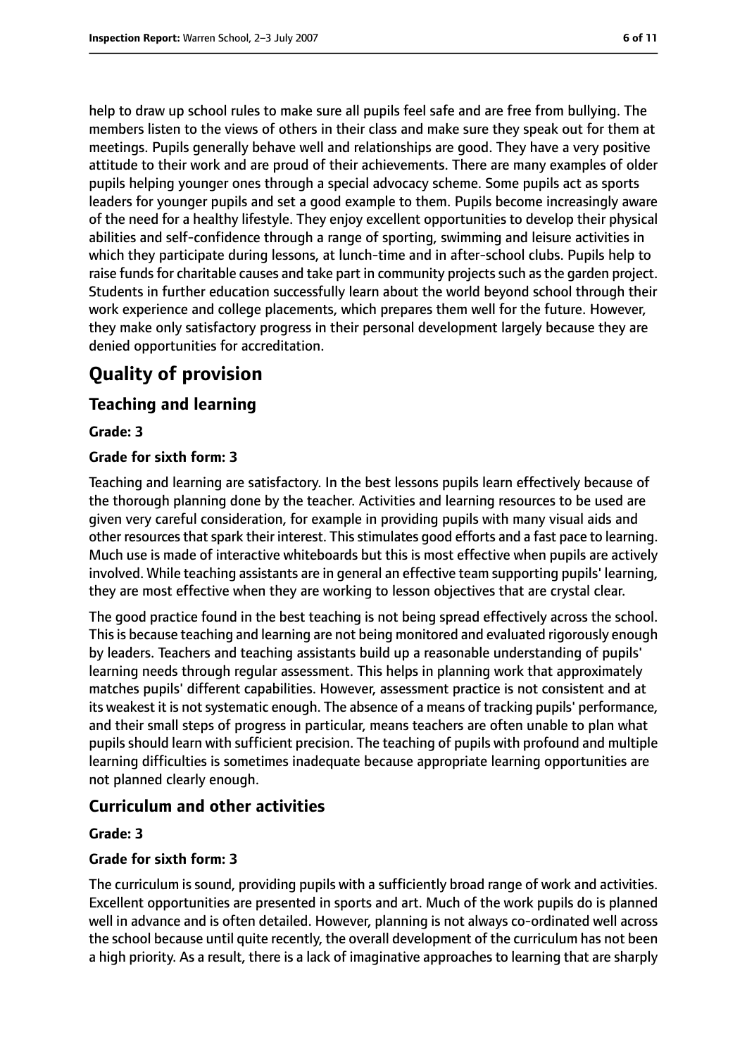help to draw up school rules to make sure all pupils feel safe and are free from bullying. The members listen to the views of others in their class and make sure they speak out for them at meetings. Pupils generally behave well and relationships are good. They have a very positive attitude to their work and are proud of their achievements. There are many examples of older pupils helping younger ones through a special advocacy scheme. Some pupils act as sports leaders for younger pupils and set a good example to them. Pupils become increasingly aware of the need for a healthy lifestyle. They enjoy excellent opportunities to develop their physical abilities and self-confidence through a range of sporting, swimming and leisure activities in which they participate during lessons, at lunch-time and in after-school clubs. Pupils help to raise funds for charitable causes and take part in community projects such as the garden project. Students in further education successfully learn about the world beyond school through their work experience and college placements, which prepares them well for the future. However, they make only satisfactory progress in their personal development largely because they are denied opportunities for accreditation.

# Quality of provision

## Teaching and learning

**Grade: 3**

**Grade for sixth form: 3**

Teaching and learning are satisfactory. In the best lessons pupils learn effectively because of the thorough planning done by the teacher. Activities and learning resources to be used are given very careful consideration, for example in providing pupils with many visual aids and other resources that spark their interest. This stimulates good efforts and a fast pace to learning. Much use is made of interactive whiteboards but this is most effective when pupils are actively involved. While teaching assistants are in general an effective team supporting pupils' learning, they are most effective when they are working to lesson objectives that are crystal clear.

The good practice found in the best teaching is not being spread effectively across the school. This is because teaching and learning are not being monitored and evaluated rigorously enough by leaders. Teachers and teaching assistants build up a reasonable understanding of pupils' learning needs through regular assessment. This helps in planning work that approximately matches pupils' different capabilities. However, assessment practice is not consistent and at its weakest it is not systematic enough. The absence of a means of tracking pupils' performance, and their small steps of progress in particular, means teachers are often unable to plan what pupils should learn with sufficient precision. The teaching of pupils with profound and multiple learning difficulties is sometimes inadequate because appropriate learning opportunities are not planned clearly enough.

## Curriculum and other activities

**Grade: 3**

**Grade for sixth form: 3**

The curriculum is sound, providing pupils with a sufficiently broad range of work and activities. Excellent opportunities are presented in sports and art. Much of the work pupils do is planned well in advance and is often detailed. However, planning is not always co-ordinated well across the school because until quite recently, the overall development of the curriculum has not been a high priority. As a result, there is a lack of imaginative approaches to learning that are sharply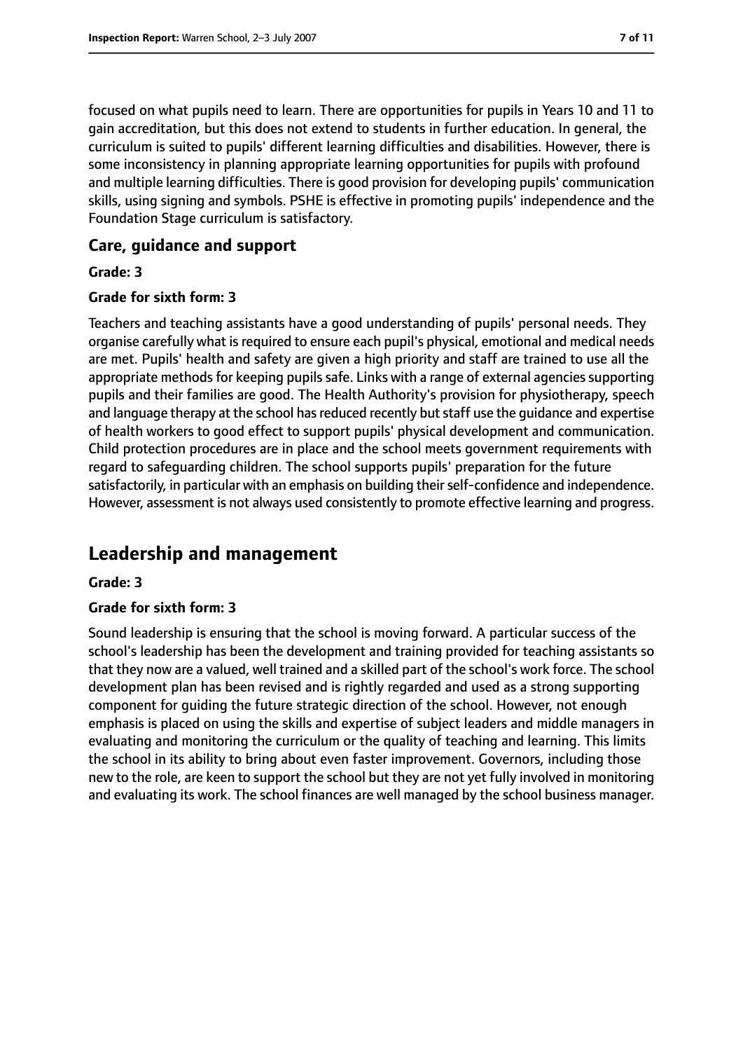focused on what pupils need to learn. There are opportunities for pupils in Years 10 and 11 to gain accreditation, but this does not extend to students in further education. In general, the curriculum is suited to pupils' different learning difficulties and disabilities. However, there is some inconsistency in planning appropriate learning opportunities for pupils with profound and multiple learning difficulties. There is good provision for developing pupils' communication skills, using signing and symbols. PSHE is effective in promoting pupils' independence and the Foundation Stage curriculum is satisfactory.

### Care, guidance and support

#### Grade: 3

#### Grade for sixth form: 3

Teachers and teaching assistants have a good understanding of pupils' personal needs. They organise carefully what is required to ensure each pupil's physical, emotional and medical needs are met. Pupils' health and safety are given a high priority and staff are trained to use all the appropriate methods for keeping pupils safe. Links with a range of external agencies supporting pupils and their families are good. The Health Authority's provision for physiotherapy, speech and language therapy at the school has reduced recently but staff use the guidance and expertise of health workers to good effect to support pupils' physical development and communication. Child protection procedures are in place and the school meets government requirements with regard to safeguarding children. The school supports pupils' preparation for the future satisfactorily, in particular with an emphasis on building their self-confidence and independence. However, assessment is not always used consistently to promote effective learning and progress.

## Leadership and management

#### Grade: 3

#### Grade for sixth form: 3

Sound leadership is ensuring that the school is moving forward. A particular success of the school's leadership has been the development and training provided for teaching assistants so that they now are a valued, well trained and a skilled part of the school's work force. The school development plan has been revised and is rightly regarded and used as a strong supporting component for guiding the future strategic direction of the school. However, not enough emphasis is placed on using the skills and expertise of subject leaders and middle managers in evaluating and monitoring the curriculum or the quality of teaching and learning. This limits the school in its ability to bring about even faster improvement. Governors, including those new to the role, are keen to support the school but they are not yet fully involved in monitoring and evaluating its work. The school finances are well managed by the school business manager.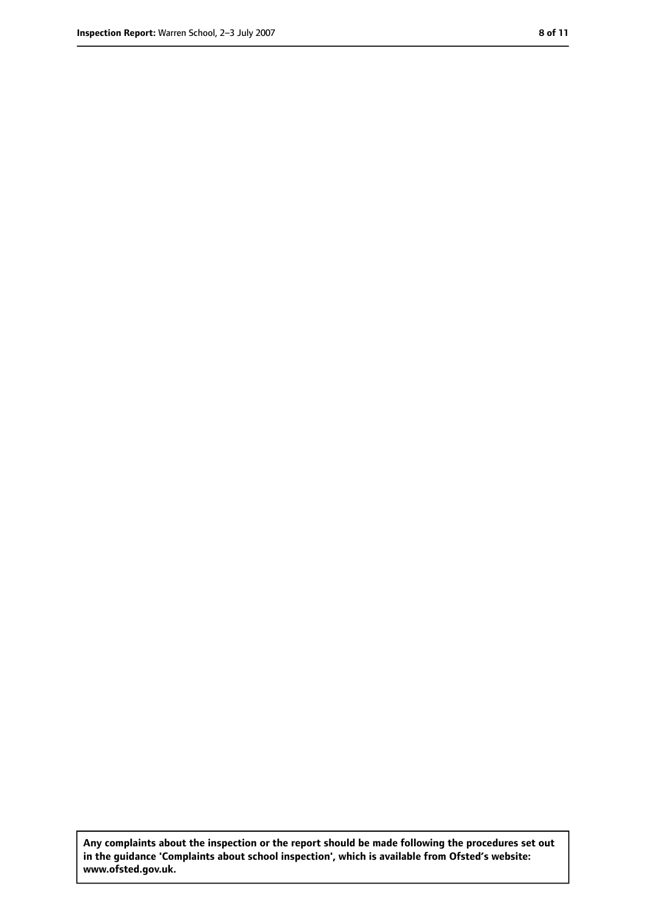**Any complaints about the inspection or the report should be made following the procedures set out in the guidance 'Complaints about school inspection', which is available from Ofsted's website: www.ofsted.gov.uk.**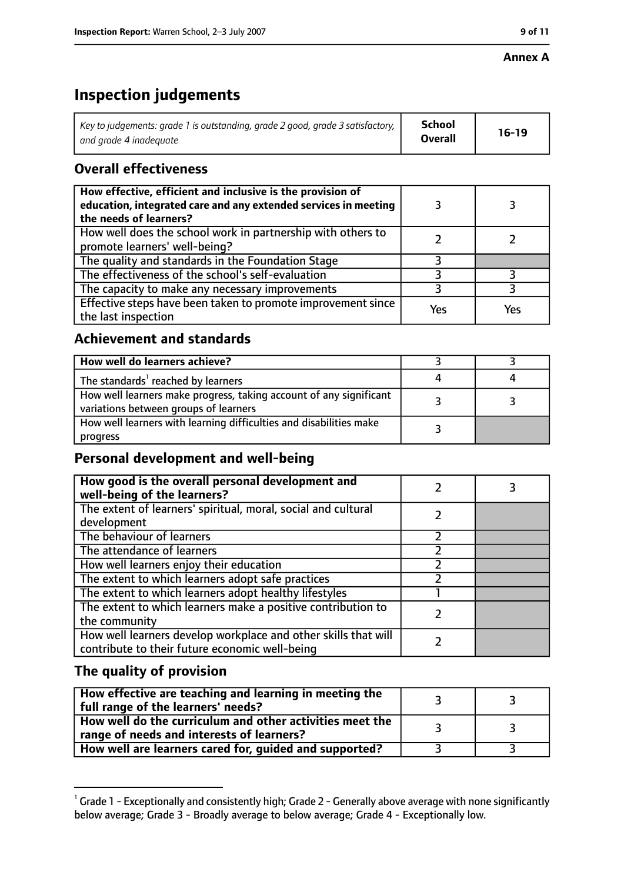**Annex A**

# Inspection judgements

| *Key to judgements: grade 1 is outstanding, grade 2 good, grade 3 satisfactory, and grade 4 inadequate* | **School Overall** | **16-19** |
|---|---|---|

## Overall effectiveness

| | | |
|---|---|---|
| **How effective, efficient and inclusive is the provision of education, integrated care and any extended services in meeting the needs of learners?** | 3 | 3 |
| How well does the school work in partnership with others to promote learners' well-being? | 2 | 2 |
| The quality and standards in the Foundation Stage | 3 | |
| The effectiveness of the school's self-evaluation | 3 | 3 |
| The capacity to make any necessary improvements | 3 | 3 |
| Effective steps have been taken to promote improvement since the last inspection | Yes | Yes |

## Achievement and standards

| | | |
|---|---|---|
| **How well do learners achieve?** | 3 | 3 |
| The standards[1] reached by learners | 4 | 4 |
| How well learners make progress, taking account of any significant variations between groups of learners | 3 | 3 |
| How well learners with learning difficulties and disabilities make progress | 3 | |

## Personal development and well-being

| | | |
|---|---|---|
| **How good is the overall personal development and well-being of the learners?** | 2 | 3 |
| The extent of learners' spiritual, moral, social and cultural development | 2 | |
| The behaviour of learners | 2 | |
| The attendance of learners | 2 | |
| How well learners enjoy their education | 2 | |
| The extent to which learners adopt safe practices | 2 | |
| The extent to which learners adopt healthy lifestyles | 1 | |
| The extent to which learners make a positive contribution to the community | 2 | |
| How well learners develop workplace and other skills that will contribute to their future economic well-being | 2 | |

## The quality of provision

| | | |
|---|---|---|
| **How effective are teaching and learning in meeting the full range of the learners' needs?** | 3 | 3 |
| **How well do the curriculum and other activities meet the range of needs and interests of learners?** | 3 | 3 |
| **How well are learners cared for, guided and supported?** | 3 | 3 |

[1] Grade 1 - Exceptionally and consistently high; Grade 2 - Generally above average with none significantly below average; Grade 3 - Broadly average to below average; Grade 4 - Exceptionally low.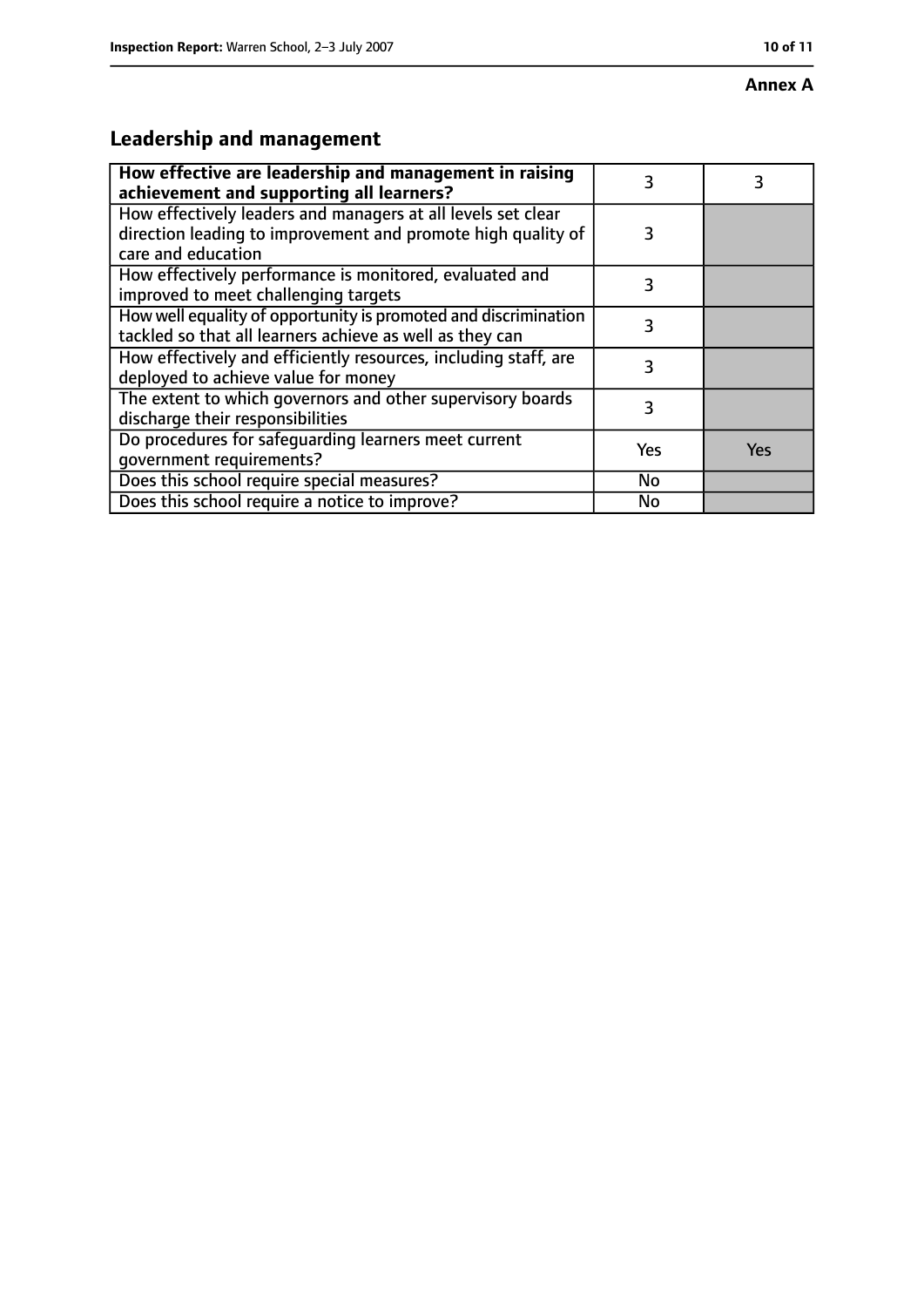**Annex A**

## Leadership and management

| How effective are leadership and management in raising achievement and supporting all learners? | 3 | 3 |
|---|---|---|
| How effectively leaders and managers at all levels set clear direction leading to improvement and promote high quality of care and education | 3 | |
| How effectively performance is monitored, evaluated and improved to meet challenging targets | 3 | |
| How well equality of opportunity is promoted and discrimination tackled so that all learners achieve as well as they can | 3 | |
| How effectively and efficiently resources, including staff, are deployed to achieve value for money | 3 | |
| The extent to which governors and other supervisory boards discharge their responsibilities | 3 | |
| Do procedures for safeguarding learners meet current government requirements? | Yes | Yes |
| Does this school require special measures? | No | |
| Does this school require a notice to improve? | No | |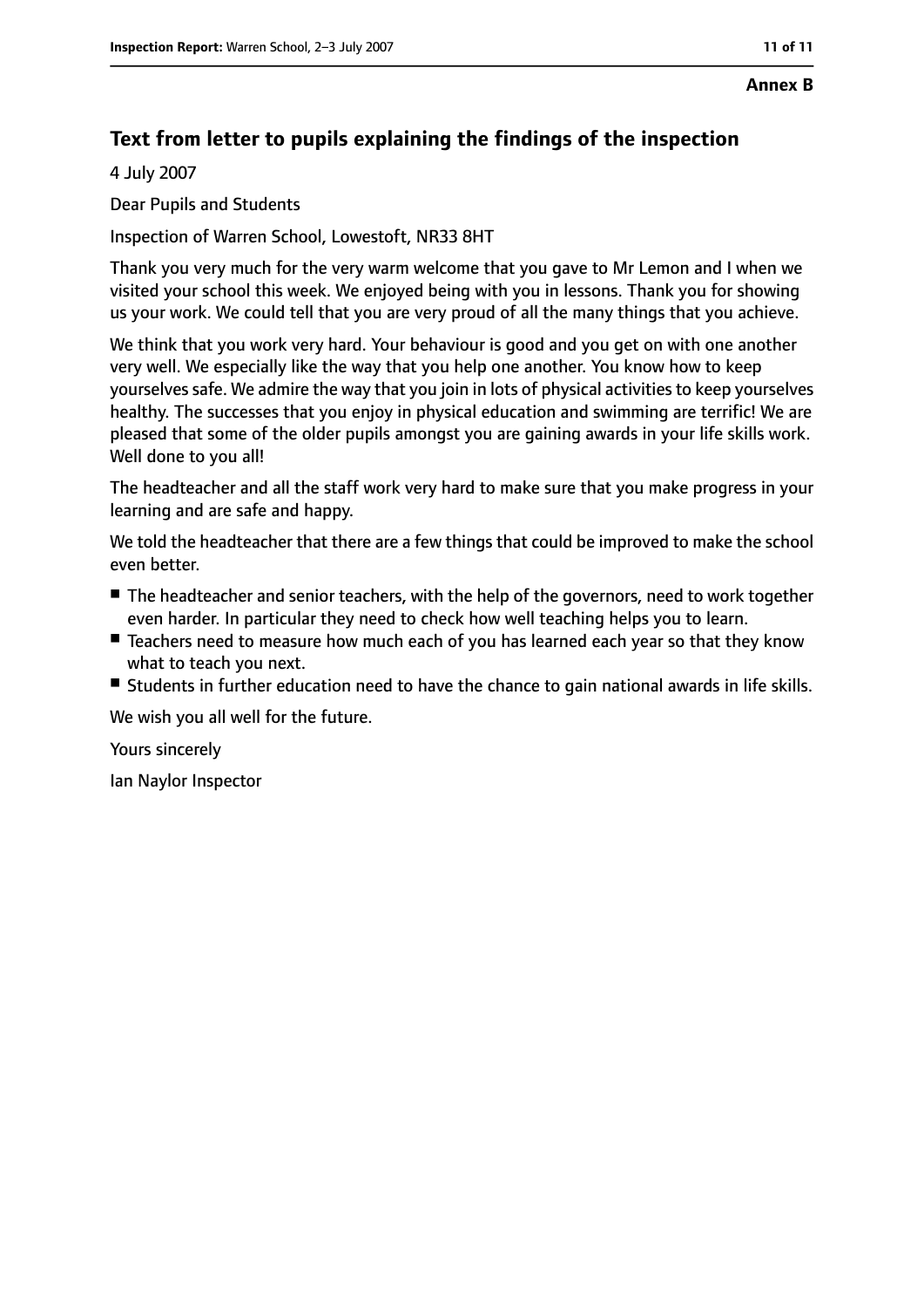**Annex B**

## Text from letter to pupils explaining the findings of the inspection

4 July 2007

Dear Pupils and Students

Inspection of Warren School, Lowestoft, NR33 8HT

Thank you very much for the very warm welcome that you gave to Mr Lemon and I when we visited your school this week. We enjoyed being with you in lessons. Thank you for showing us your work. We could tell that you are very proud of all the many things that you achieve.

We think that you work very hard. Your behaviour is good and you get on with one another very well. We especially like the way that you help one another. You know how to keep yourselves safe. We admire the way that you join in lots of physical activities to keep yourselves healthy. The successes that you enjoy in physical education and swimming are terrific! We are pleased that some of the older pupils amongst you are gaining awards in your life skills work. Well done to you all!

The headteacher and all the staff work very hard to make sure that you make progress in your learning and are safe and happy.

We told the headteacher that there are a few things that could be improved to make the school even better.

- The headteacher and senior teachers, with the help of the governors, need to work together even harder. In particular they need to check how well teaching helps you to learn.
- Teachers need to measure how much each of you has learned each year so that they know what to teach you next.
- Students in further education need to have the chance to gain national awards in life skills.

We wish you all well for the future.

Yours sincerely

Ian Naylor Inspector